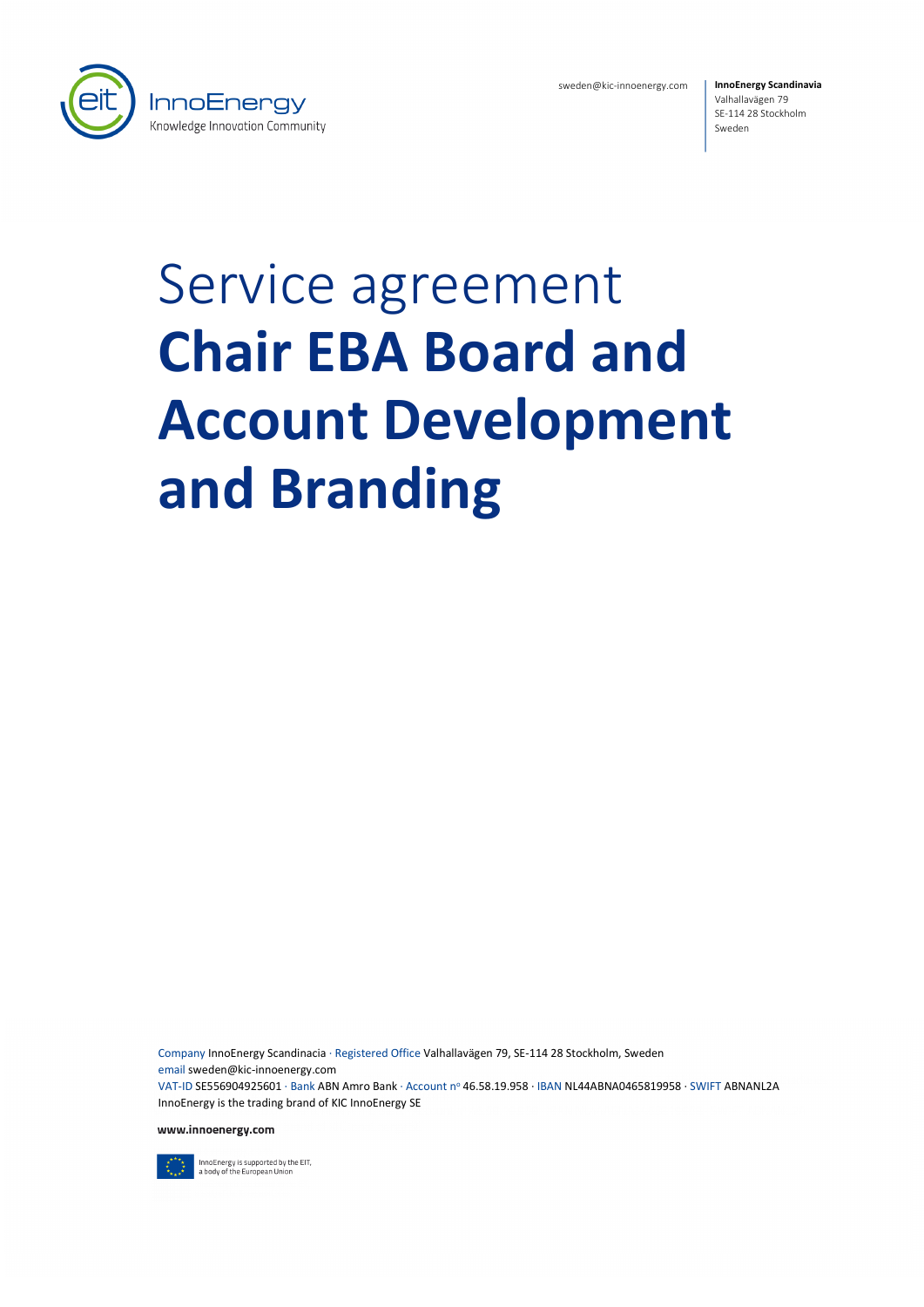sweden@kic-innoenergy.com

**InnoEnergy Scandinavia**
Valhallavägen 79
SE-114 28 Stockholm
Sweden

# Service agreement **Chair EBA Board and Account Development and Branding**

Company InnoEnergy Scandinacia · Registered Office Valhallavägen 79, SE-114 28 Stockholm, Sweden
email sweden@kic-innoenergy.com
VAT-ID SE556904925601 · Bank ABN Amro Bank · Account nº 46.58.19.958 · IBAN NL44ABNA0465819958 · SWIFT ABNANL2A
InnoEnergy is the trading brand of KIC InnoEnergy SE

**www.innoenergy.com**

InnoEnergy is supported by the EIT, a body of the European Union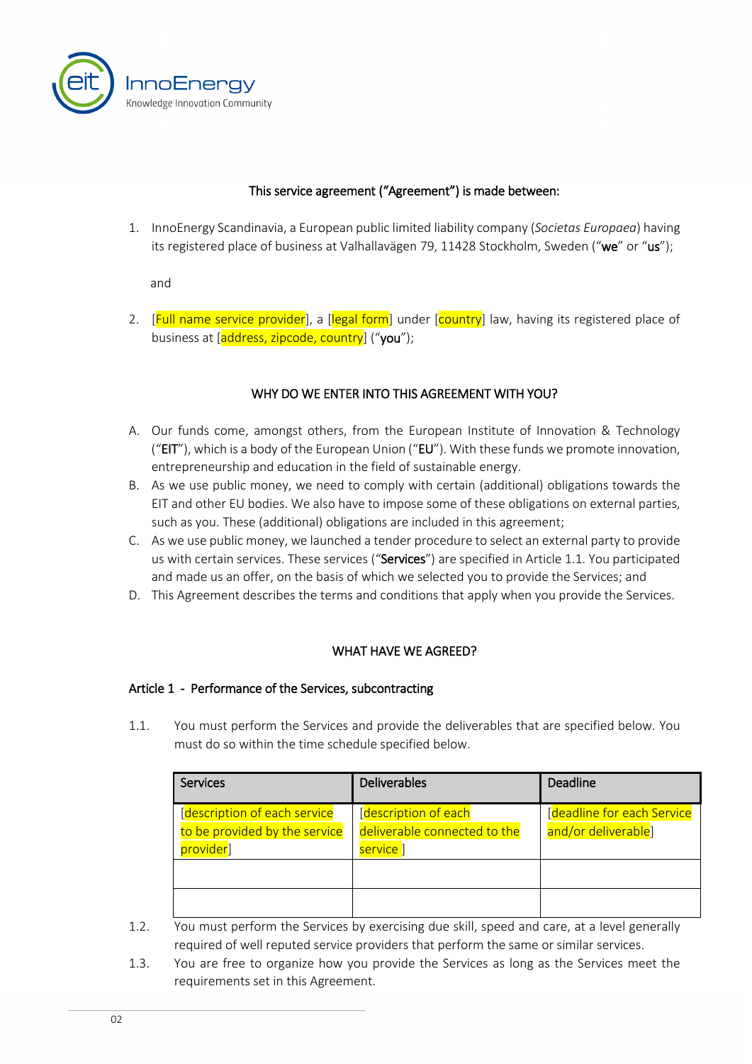**This service agreement ("Agreement") is made between:**

1. InnoEnergy Scandinavia, a European public limited liability company (*Societas Europaea*) having its registered place of business at Valhallavägen 79, 11428 Stockholm, Sweden ("**we**" or "**us**");

   and

2. [Full name service provider], a [legal form] under [country] law, having its registered place of business at [address, zipcode, country] ("**you**");

**WHY DO WE ENTER INTO THIS AGREEMENT WITH YOU?**

A. Our funds come, amongst others, from the European Institute of Innovation & Technology ("**EIT**"), which is a body of the European Union ("**EU**"). With these funds we promote innovation, entrepreneurship and education in the field of sustainable energy.
B. As we use public money, we need to comply with certain (additional) obligations towards the EIT and other EU bodies. We also have to impose some of these obligations on external parties, such as you. These (additional) obligations are included in this agreement;
C. As we use public money, we launched a tender procedure to select an external party to provide us with certain services. These services ("**Services**") are specified in Article 1.1. You participated and made us an offer, on the basis of which we selected you to provide the Services; and
D. This Agreement describes the terms and conditions that apply when you provide the Services.

**WHAT HAVE WE AGREED?**

**Article 1 - Performance of the Services, subcontracting**

1.1. You must perform the Services and provide the deliverables that are specified below. You must do so within the time schedule specified below.

| Services | Deliverables | Deadline |
| --- | --- | --- |
| [description of each service to be provided by the service provider] | [description of each deliverable connected to the service ] | [deadline for each Service and/or deliverable] |
| | | |
| | | |

1.2. You must perform the Services by exercising due skill, speed and care, at a level generally required of well reputed service providers that perform the same or similar services.

1.3. You are free to organize how you provide the Services as long as the Services meet the requirements set in this Agreement.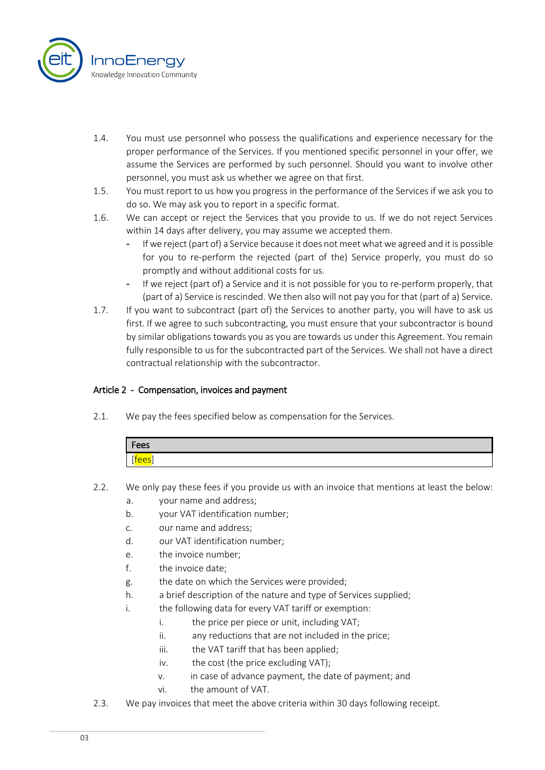1.4. You must use personnel who possess the qualifications and experience necessary for the proper performance of the Services. If you mentioned specific personnel in your offer, we assume the Services are performed by such personnel. Should you want to involve other personnel, you must ask us whether we agree on that first.

1.5. You must report to us how you progress in the performance of the Services if we ask you to do so. We may ask you to report in a specific format.

1.6. We can accept or reject the Services that you provide to us. If we do not reject Services within 14 days after delivery, you may assume we accepted them.

- If we reject (part of) a Service because it does not meet what we agreed and it is possible for you to re-perform the rejected (part of the) Service properly, you must do so promptly and without additional costs for us.
- If we reject (part of) a Service and it is not possible for you to re-perform properly, that (part of a) Service is rescinded. We then also will not pay you for that (part of a) Service.

1.7. If you want to subcontract (part of) the Services to another party, you will have to ask us first. If we agree to such subcontracting, you must ensure that your subcontractor is bound by similar obligations towards you as you are towards us under this Agreement. You remain fully responsible to us for the subcontracted part of the Services. We shall not have a direct contractual relationship with the subcontractor.

### Article 2 - Compensation, invoices and payment

2.1. We pay the fees specified below as compensation for the Services.

| Fees |
| --- |
| [fees] |

2.2. We only pay these fees if you provide us with an invoice that mentions at least the below:

a. your name and address;
b. your VAT identification number;
c. our name and address;
d. our VAT identification number;
e. the invoice number;
f. the invoice date;
g. the date on which the Services were provided;
h. a brief description of the nature and type of Services supplied;
i. the following data for every VAT tariff or exemption:
   i. the price per piece or unit, including VAT;
   ii. any reductions that are not included in the price;
   iii. the VAT tariff that has been applied;
   iv. the cost (the price excluding VAT);
   v. in case of advance payment, the date of payment; and
   vi. the amount of VAT.

2.3. We pay invoices that meet the above criteria within 30 days following receipt.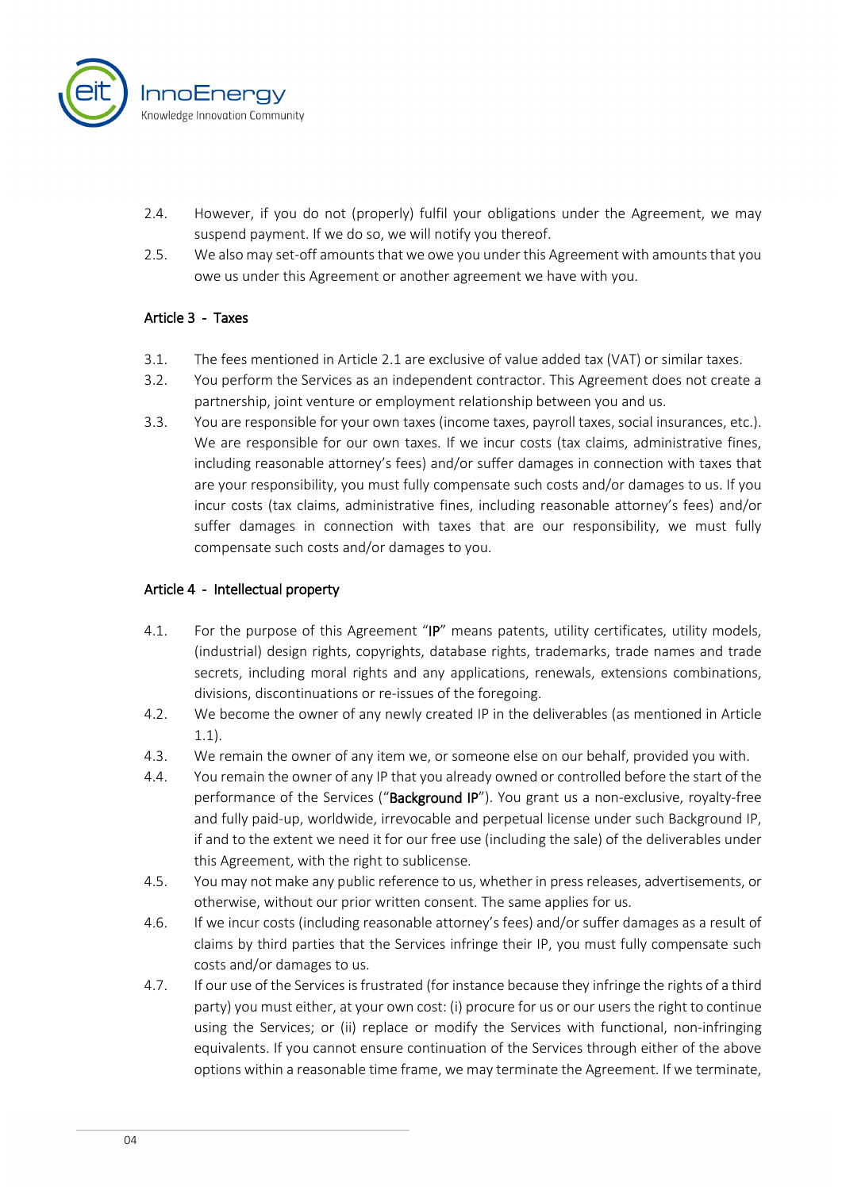2.4. However, if you do not (properly) fulfil your obligations under the Agreement, we may suspend payment. If we do so, we will notify you thereof.

2.5. We also may set-off amounts that we owe you under this Agreement with amounts that you owe us under this Agreement or another agreement we have with you.

### Article 3 - Taxes

3.1. The fees mentioned in Article 2.1 are exclusive of value added tax (VAT) or similar taxes.

3.2. You perform the Services as an independent contractor. This Agreement does not create a partnership, joint venture or employment relationship between you and us.

3.3. You are responsible for your own taxes (income taxes, payroll taxes, social insurances, etc.). We are responsible for our own taxes. If we incur costs (tax claims, administrative fines, including reasonable attorney's fees) and/or suffer damages in connection with taxes that are your responsibility, you must fully compensate such costs and/or damages to us. If you incur costs (tax claims, administrative fines, including reasonable attorney's fees) and/or suffer damages in connection with taxes that are our responsibility, we must fully compensate such costs and/or damages to you.

### Article 4 - Intellectual property

4.1. For the purpose of this Agreement "**IP**" means patents, utility certificates, utility models, (industrial) design rights, copyrights, database rights, trademarks, trade names and trade secrets, including moral rights and any applications, renewals, extensions combinations, divisions, discontinuations or re-issues of the foregoing.

4.2. We become the owner of any newly created IP in the deliverables (as mentioned in Article 1.1).

4.3. We remain the owner of any item we, or someone else on our behalf, provided you with.

4.4. You remain the owner of any IP that you already owned or controlled before the start of the performance of the Services ("**Background IP**"). You grant us a non-exclusive, royalty-free and fully paid-up, worldwide, irrevocable and perpetual license under such Background IP, if and to the extent we need it for our free use (including the sale) of the deliverables under this Agreement, with the right to sublicense.

4.5. You may not make any public reference to us, whether in press releases, advertisements, or otherwise, without our prior written consent. The same applies for us.

4.6. If we incur costs (including reasonable attorney's fees) and/or suffer damages as a result of claims by third parties that the Services infringe their IP, you must fully compensate such costs and/or damages to us.

4.7. If our use of the Services is frustrated (for instance because they infringe the rights of a third party) you must either, at your own cost: (i) procure for us or our users the right to continue using the Services; or (ii) replace or modify the Services with functional, non-infringing equivalents. If you cannot ensure continuation of the Services through either of the above options within a reasonable time frame, we may terminate the Agreement. If we terminate,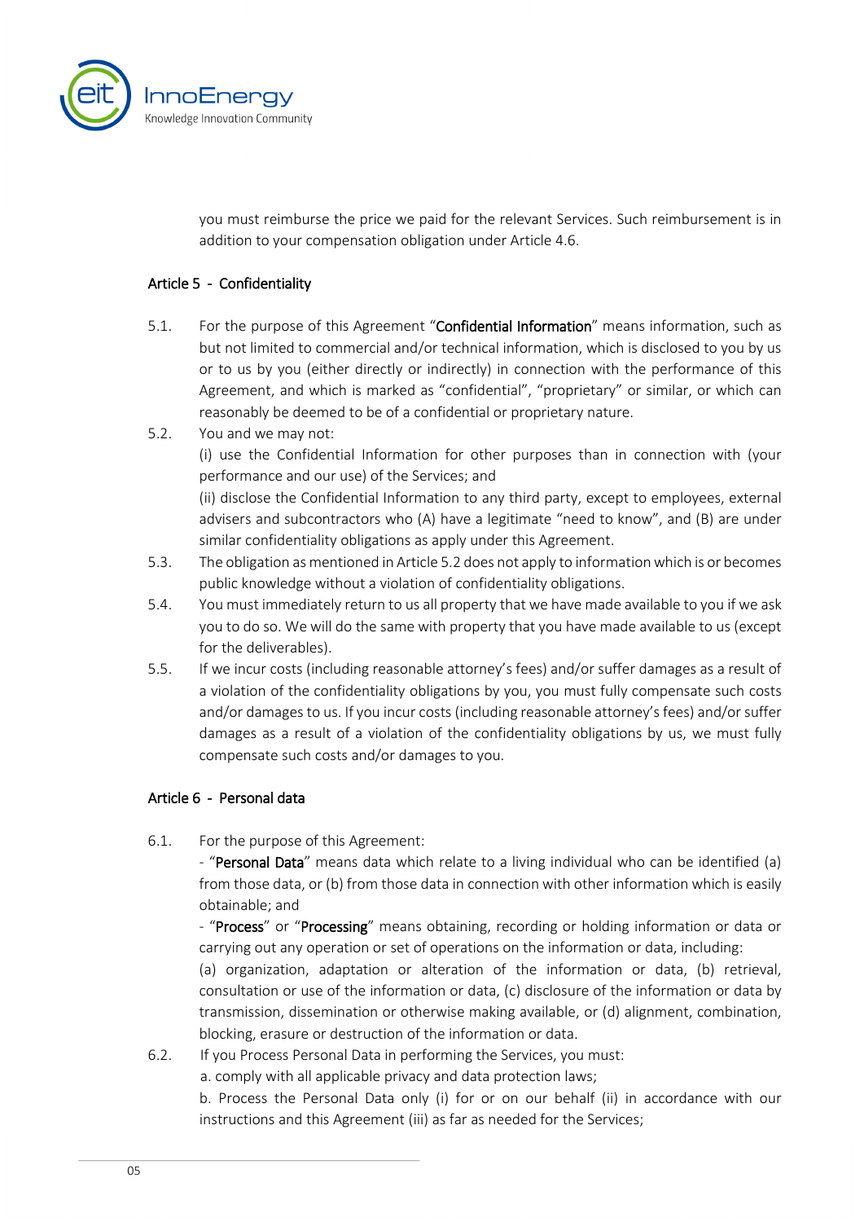you must reimburse the price we paid for the relevant Services. Such reimbursement is in addition to your compensation obligation under Article 4.6.

## Article 5 - Confidentiality

5.1. For the purpose of this Agreement "**Confidential Information**" means information, such as but not limited to commercial and/or technical information, which is disclosed to you by us or to us by you (either directly or indirectly) in connection with the performance of this Agreement, and which is marked as "confidential", "proprietary" or similar, or which can reasonably be deemed to be of a confidential or proprietary nature.

5.2. You and we may not:
(i) use the Confidential Information for other purposes than in connection with (your performance and our use) of the Services; and
(ii) disclose the Confidential Information to any third party, except to employees, external advisers and subcontractors who (A) have a legitimate "need to know", and (B) are under similar confidentiality obligations as apply under this Agreement.

5.3. The obligation as mentioned in Article 5.2 does not apply to information which is or becomes public knowledge without a violation of confidentiality obligations.

5.4. You must immediately return to us all property that we have made available to you if we ask you to do so. We will do the same with property that you have made available to us (except for the deliverables).

5.5. If we incur costs (including reasonable attorney's fees) and/or suffer damages as a result of a violation of the confidentiality obligations by you, you must fully compensate such costs and/or damages to us. If you incur costs (including reasonable attorney's fees) and/or suffer damages as a result of a violation of the confidentiality obligations by us, we must fully compensate such costs and/or damages to you.

## Article 6 - Personal data

6.1. For the purpose of this Agreement:
- "**Personal Data**" means data which relate to a living individual who can be identified (a) from those data, or (b) from those data in connection with other information which is easily obtainable; and
- "**Process**" or "**Processing**" means obtaining, recording or holding information or data or carrying out any operation or set of operations on the information or data, including:
(a) organization, adaptation or alteration of the information or data, (b) retrieval, consultation or use of the information or data, (c) disclosure of the information or data by transmission, dissemination or otherwise making available, or (d) alignment, combination, blocking, erasure or destruction of the information or data.

6.2. If you Process Personal Data in performing the Services, you must:
a. comply with all applicable privacy and data protection laws;
b. Process the Personal Data only (i) for or on our behalf (ii) in accordance with our instructions and this Agreement (iii) as far as needed for the Services;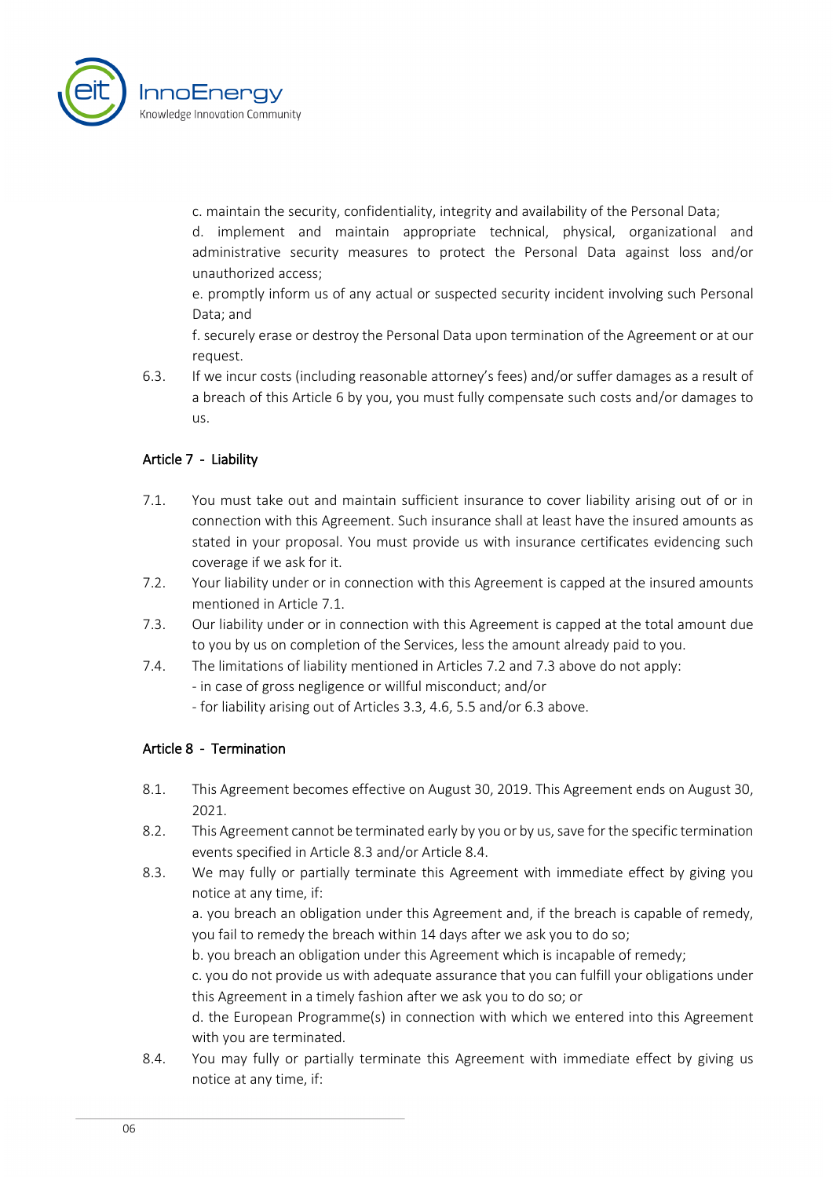c. maintain the security, confidentiality, integrity and availability of the Personal Data;

d. implement and maintain appropriate technical, physical, organizational and administrative security measures to protect the Personal Data against loss and/or unauthorized access;

e. promptly inform us of any actual or suspected security incident involving such Personal Data; and

f. securely erase or destroy the Personal Data upon termination of the Agreement or at our request.

6.3. If we incur costs (including reasonable attorney's fees) and/or suffer damages as a result of a breach of this Article 6 by you, you must fully compensate such costs and/or damages to us.

## Article 7 - Liability

7.1. You must take out and maintain sufficient insurance to cover liability arising out of or in connection with this Agreement. Such insurance shall at least have the insured amounts as stated in your proposal. You must provide us with insurance certificates evidencing such coverage if we ask for it.

7.2. Your liability under or in connection with this Agreement is capped at the insured amounts mentioned in Article 7.1.

7.3. Our liability under or in connection with this Agreement is capped at the total amount due to you by us on completion of the Services, less the amount already paid to you.

7.4. The limitations of liability mentioned in Articles 7.2 and 7.3 above do not apply:
- in case of gross negligence or willful misconduct; and/or
- for liability arising out of Articles 3.3, 4.6, 5.5 and/or 6.3 above.

## Article 8 - Termination

8.1. This Agreement becomes effective on August 30, 2019. This Agreement ends on August 30, 2021.

8.2. This Agreement cannot be terminated early by you or by us, save for the specific termination events specified in Article 8.3 and/or Article 8.4.

8.3. We may fully or partially terminate this Agreement with immediate effect by giving you notice at any time, if:

a. you breach an obligation under this Agreement and, if the breach is capable of remedy, you fail to remedy the breach within 14 days after we ask you to do so;

b. you breach an obligation under this Agreement which is incapable of remedy;

c. you do not provide us with adequate assurance that you can fulfill your obligations under this Agreement in a timely fashion after we ask you to do so; or

d. the European Programme(s) in connection with which we entered into this Agreement with you are terminated.

8.4. You may fully or partially terminate this Agreement with immediate effect by giving us notice at any time, if: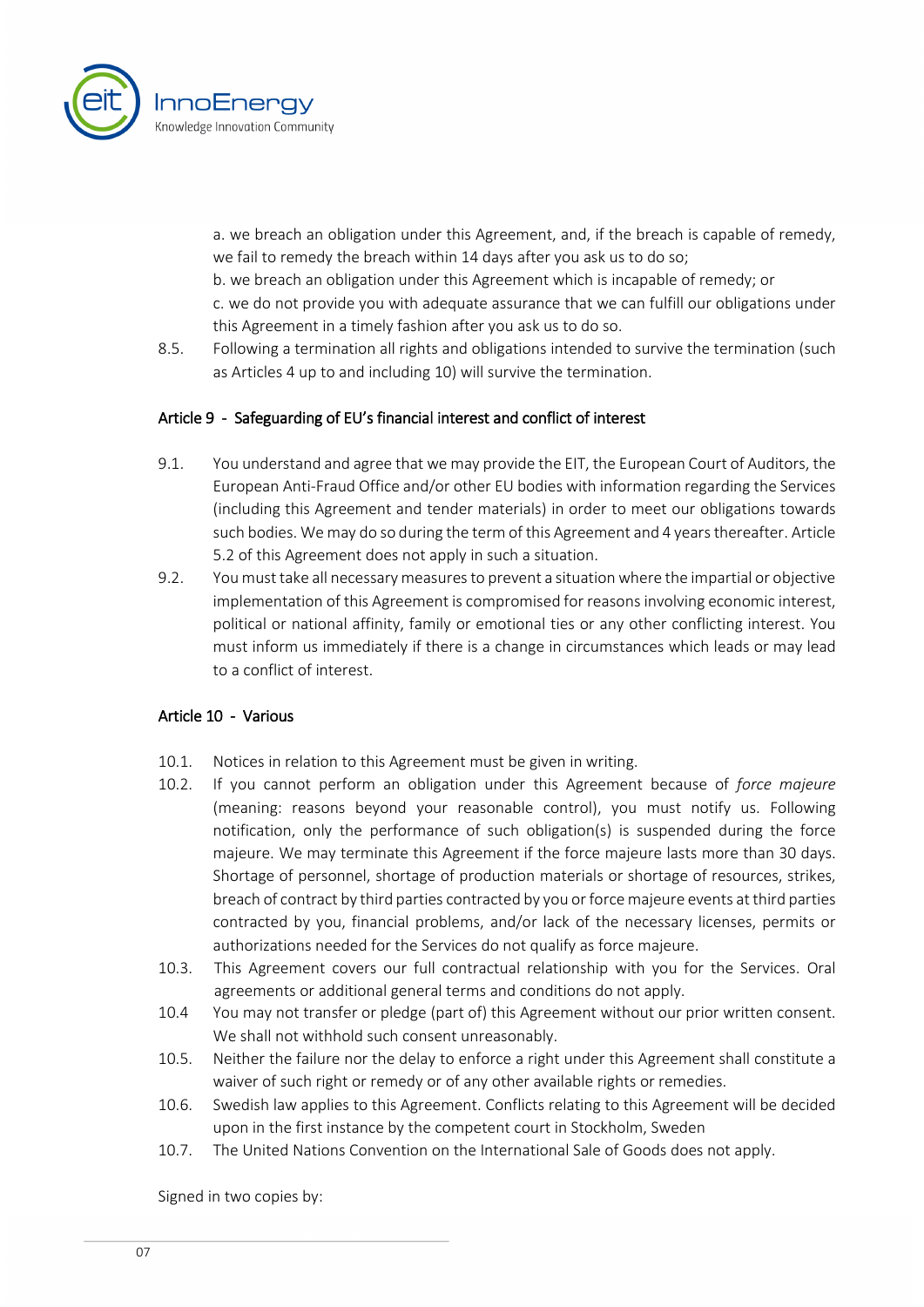a. we breach an obligation under this Agreement, and, if the breach is capable of remedy, we fail to remedy the breach within 14 days after you ask us to do so;
b. we breach an obligation under this Agreement which is incapable of remedy; or
c. we do not provide you with adequate assurance that we can fulfill our obligations under this Agreement in a timely fashion after you ask us to do so.

8.5. Following a termination all rights and obligations intended to survive the termination (such as Articles 4 up to and including 10) will survive the termination.

## Article 9 - Safeguarding of EU's financial interest and conflict of interest

9.1. You understand and agree that we may provide the EIT, the European Court of Auditors, the European Anti-Fraud Office and/or other EU bodies with information regarding the Services (including this Agreement and tender materials) in order to meet our obligations towards such bodies. We may do so during the term of this Agreement and 4 years thereafter. Article 5.2 of this Agreement does not apply in such a situation.

9.2. You must take all necessary measures to prevent a situation where the impartial or objective implementation of this Agreement is compromised for reasons involving economic interest, political or national affinity, family or emotional ties or any other conflicting interest. You must inform us immediately if there is a change in circumstances which leads or may lead to a conflict of interest.

## Article 10 - Various

10.1. Notices in relation to this Agreement must be given in writing.

10.2. If you cannot perform an obligation under this Agreement because of *force majeure* (meaning: reasons beyond your reasonable control), you must notify us. Following notification, only the performance of such obligation(s) is suspended during the force majeure. We may terminate this Agreement if the force majeure lasts more than 30 days. Shortage of personnel, shortage of production materials or shortage of resources, strikes, breach of contract by third parties contracted by you or force majeure events at third parties contracted by you, financial problems, and/or lack of the necessary licenses, permits or authorizations needed for the Services do not qualify as force majeure.

10.3. This Agreement covers our full contractual relationship with you for the Services. Oral agreements or additional general terms and conditions do not apply.

10.4 You may not transfer or pledge (part of) this Agreement without our prior written consent. We shall not withhold such consent unreasonably.

10.5. Neither the failure nor the delay to enforce a right under this Agreement shall constitute a waiver of such right or remedy or of any other available rights or remedies.

10.6. Swedish law applies to this Agreement. Conflicts relating to this Agreement will be decided upon in the first instance by the competent court in Stockholm, Sweden

10.7. The United Nations Convention on the International Sale of Goods does not apply.

Signed in two copies by: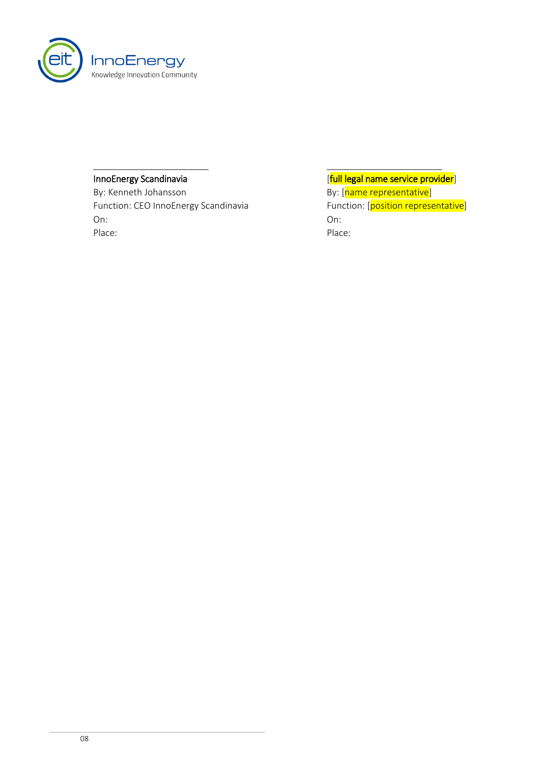\_\_\_\_\_\_\_\_\_\_\_\_\_\_\_\_\_\_\_\_\_\_\_\_

InnoEnergy Scandinavia
By: Kenneth Johansson
Function: CEO InnoEnergy Scandinavia
On:
Place:

\_\_\_\_\_\_\_\_\_\_\_\_\_\_\_\_\_\_\_\_\_\_\_\_

[full legal name service provider]
By: [name representative]
Function: [position representative]
On:
Place: